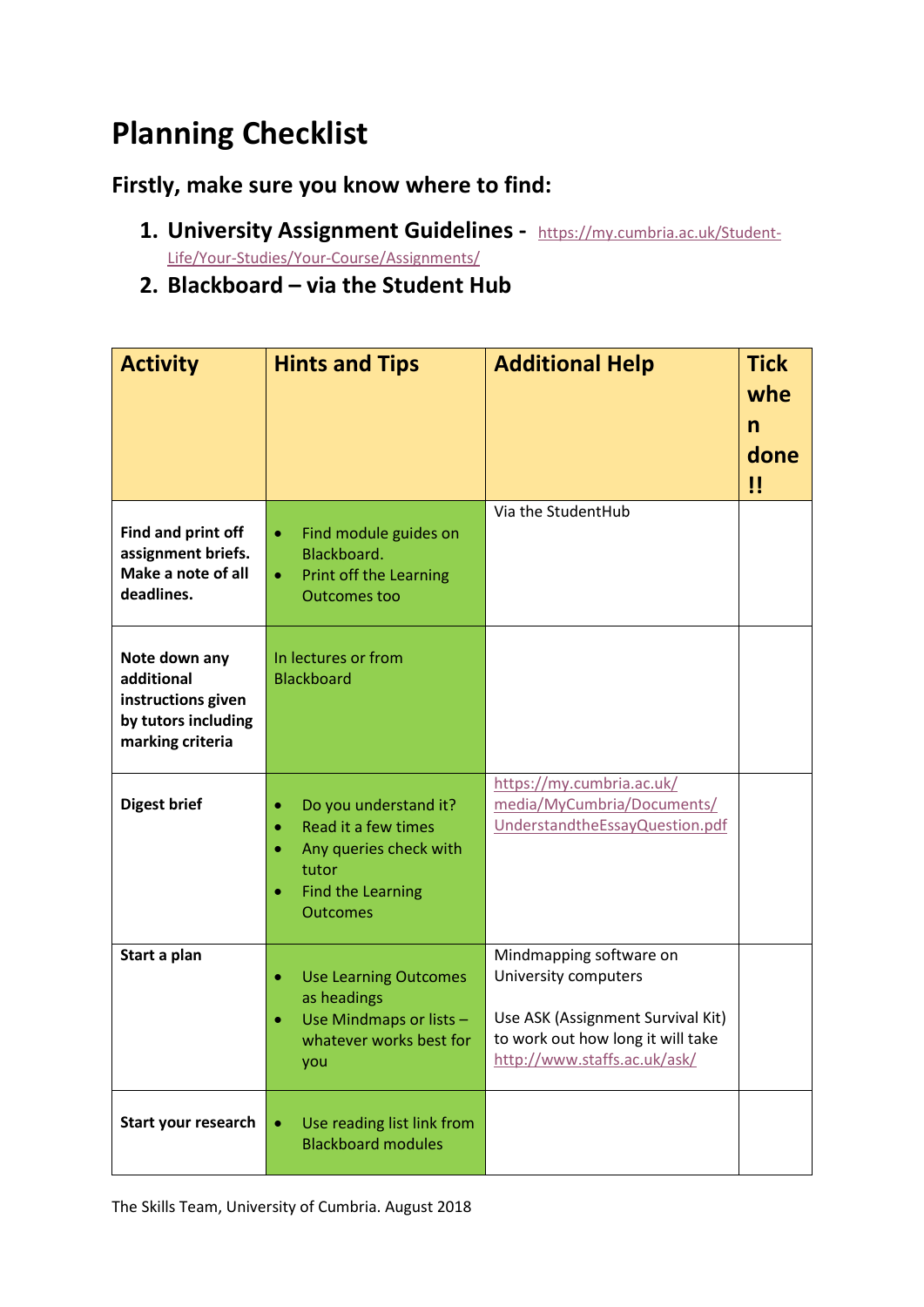# Planning Checklist

## Firstly, make sure you know where to find:

1. **University Assignment Guidelines -** https://my.cumbria.ac.uk/Student-Life/Your-Studies/Your-Course/Assignments/
2. **Blackboard – via the Student Hub**

| Activity | Hints and Tips | Additional Help | Tick when done !! |
|---|---|---|---|
| **Find and print off assignment briefs. Make a note of all deadlines.** | • Find module guides on Blackboard.<br>• Print off the Learning Outcomes too | Via the StudentHub | |
| **Note down any additional instructions given by tutors including marking criteria** | In lectures or from Blackboard | | |
| **Digest brief** | • Do you understand it?<br>• Read it a few times<br>• Any queries check with tutor<br>• Find the Learning Outcomes | https://my.cumbria.ac.uk/media/MyCumbria/Documents/UnderstandtheEssayQuestion.pdf | |
| **Start a plan** | • Use Learning Outcomes as headings<br>• Use Mindmaps or lists – whatever works best for you | Mindmapping software on University computers<br><br>Use ASK (Assignment Survival Kit) to work out how long it will take http://www.staffs.ac.uk/ask/ | |
| **Start your research** | • Use reading list link from Blackboard modules | | |

The Skills Team, University of Cumbria. August 2018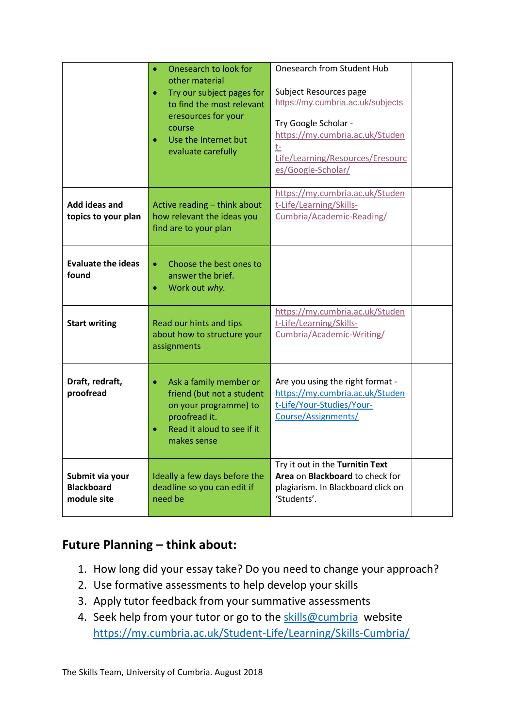| | | | |
|---|---|---|---|
| | • Onesearch to look for other material<br>• Try our subject pages for to find the most relevant eresources for your course<br>• Use the Internet but evaluate carefully | Onesearch from Student Hub<br><br>Subject Resources page https://my.cumbria.ac.uk/subjects<br><br>Try Google Scholar - https://my.cumbria.ac.uk/Student-Life/Learning/Resources/Eresources/Google-Scholar/ | |
| **Add ideas and topics to your plan** | Active reading – think about how relevant the ideas you find are to your plan | https://my.cumbria.ac.uk/Student-Life/Learning/Skills-Cumbria/Academic-Reading/ | |
| **Evaluate the ideas found** | • Choose the best ones to answer the brief.<br>• Work out *why.* | | |
| **Start writing** | Read our hints and tips about how to structure your assignments | https://my.cumbria.ac.uk/Student-Life/Learning/Skills-Cumbria/Academic-Writing/ | |
| **Draft, redraft, proofread** | • Ask a family member or friend (but not a student on your programme) to proofread it.<br>• Read it aloud to see if it makes sense | Are you using the right format - https://my.cumbria.ac.uk/Student-Life/Your-Studies/Your-Course/Assignments/ | |
| **Submit via your Blackboard module site** | Ideally a few days before the deadline so you can edit if need be | Try it out in the **Turnitin Text Area** on **Blackboard** to check for plagiarism. In Blackboard click on 'Students'. | |

## Future Planning – think about:

1. How long did your essay take? Do you need to change your approach?
2. Use formative assessments to help develop your skills
3. Apply tutor feedback from your summative assessments
4. Seek help from your tutor or go to the skills@cumbria website https://my.cumbria.ac.uk/Student-Life/Learning/Skills-Cumbria/

The Skills Team, University of Cumbria. August 2018